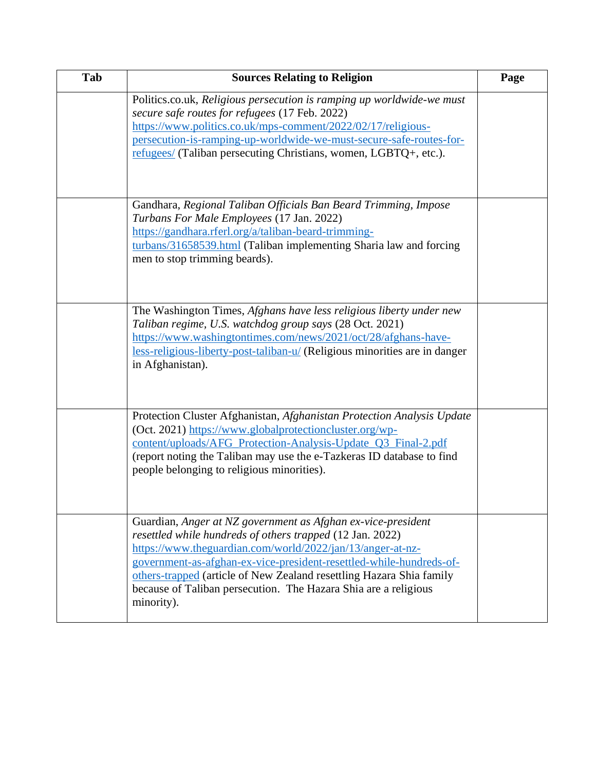| Tab | Sources Relating to Religion | Page |
|---|---|---|
| | Politics.co.uk, *Religious persecution is ramping up worldwide-we must secure safe routes for refugees* (17 Feb. 2022) https://www.politics.co.uk/mps-comment/2022/02/17/religious-persecution-is-ramping-up-worldwide-we-must-secure-safe-routes-for-refugees/ (Taliban persecuting Christians, women, LGBTQ+, etc.). | |
| | Gandhara, *Regional Taliban Officials Ban Beard Trimming, Impose Turbans For Male Employees* (17 Jan. 2022) https://gandhara.rferl.org/a/taliban-beard-trimming-turbans/31658539.html (Taliban implementing Sharia law and forcing men to stop trimming beards). | |
| | The Washington Times, *Afghans have less religious liberty under new Taliban regime, U.S. watchdog group says* (28 Oct. 2021) https://www.washingtontimes.com/news/2021/oct/28/afghans-have-less-religious-liberty-post-taliban-u/ (Religious minorities are in danger in Afghanistan). | |
| | Protection Cluster Afghanistan, *Afghanistan Protection Analysis Update* (Oct. 2021) https://www.globalprotectioncluster.org/wp-content/uploads/AFG_Protection-Analysis-Update_Q3_Final-2.pdf (report noting the Taliban may use the e-Tazkeras ID database to find people belonging to religious minorities). | |
| | Guardian, *Anger at NZ government as Afghan ex-vice-president resettled while hundreds of others trapped* (12 Jan. 2022) https://www.theguardian.com/world/2022/jan/13/anger-at-nz-government-as-afghan-ex-vice-president-resettled-while-hundreds-of-others-trapped (article of New Zealand resettling Hazara Shia family because of Taliban persecution. The Hazara Shia are a religious minority). | |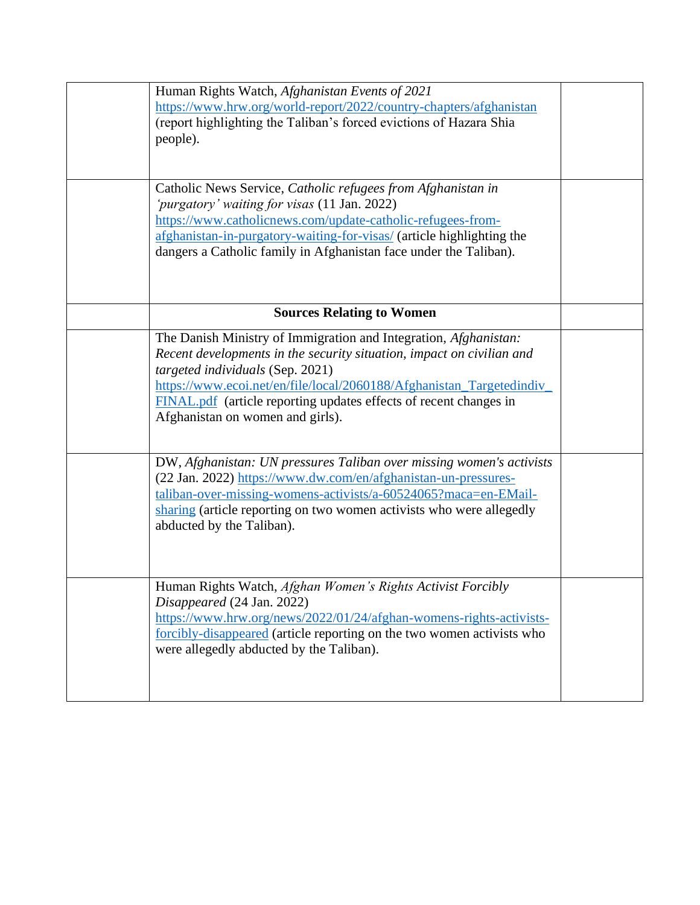|  |  |  |
|---|---|---|
|  | Human Rights Watch, *Afghanistan Events of 2021* https://www.hrw.org/world-report/2022/country-chapters/afghanistan (report highlighting the Taliban's forced evictions of Hazara Shia people). |  |
|  | Catholic News Service, *Catholic refugees from Afghanistan in 'purgatory' waiting for visas* (11 Jan. 2022) https://www.catholicnews.com/update-catholic-refugees-from-afghanistan-in-purgatory-waiting-for-visas/ (article highlighting the dangers a Catholic family in Afghanistan face under the Taliban). |  |
|  | **Sources Relating to Women** |  |
|  | The Danish Ministry of Immigration and Integration, *Afghanistan: Recent developments in the security situation, impact on civilian and targeted individuals* (Sep. 2021) https://www.ecoi.net/en/file/local/2060188/Afghanistan_Targetedindiv_FINAL.pdf (article reporting updates effects of recent changes in Afghanistan on women and girls). |  |
|  | DW, *Afghanistan: UN pressures Taliban over missing women's activists* (22 Jan. 2022) https://www.dw.com/en/afghanistan-un-pressures-taliban-over-missing-womens-activists/a-60524065?maca=en-EMail-sharing (article reporting on two women activists who were allegedly abducted by the Taliban). |  |
|  | Human Rights Watch, *Afghan Women's Rights Activist Forcibly Disappeared* (24 Jan. 2022) https://www.hrw.org/news/2022/01/24/afghan-womens-rights-activists-forcibly-disappeared (article reporting on the two women activists who were allegedly abducted by the Taliban). |  |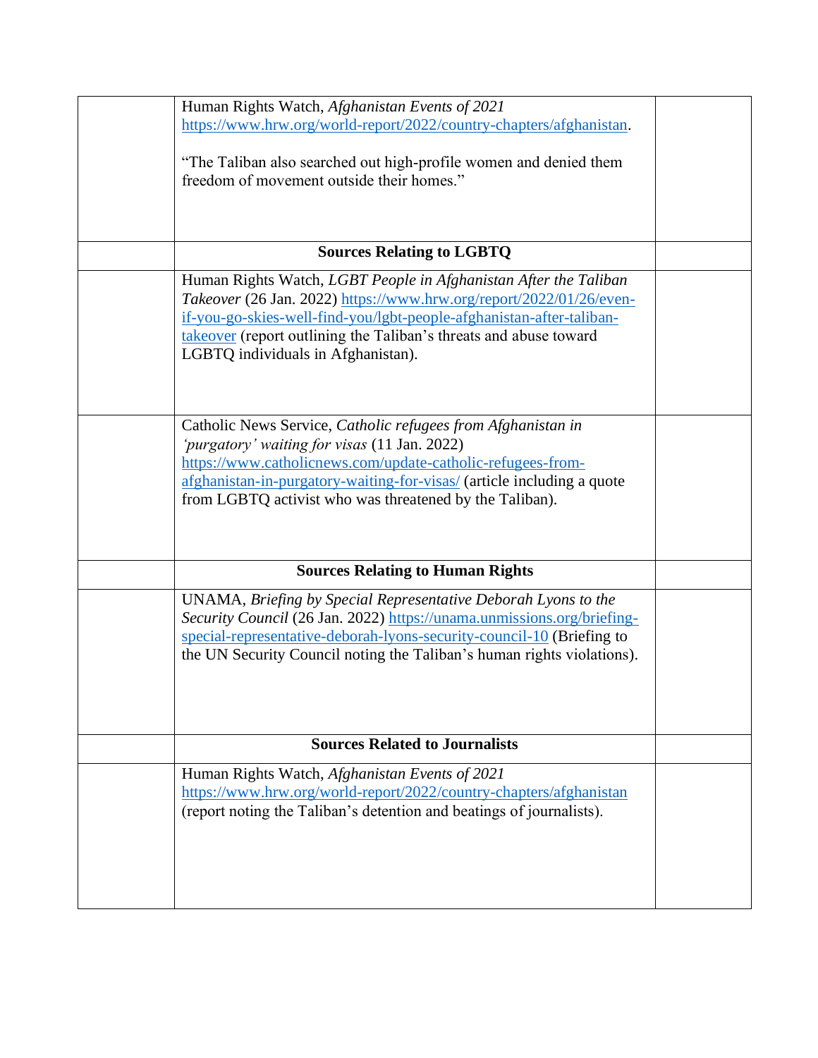| | | |
|---|---|---|
| | Human Rights Watch, *Afghanistan Events of 2021* https://www.hrw.org/world-report/2022/country-chapters/afghanistan.<br><br>"The Taliban also searched out high-profile women and denied them freedom of movement outside their homes." | |
| | **Sources Relating to LGBTQ** | |
| | Human Rights Watch, *LGBT People in Afghanistan After the Taliban Takeover* (26 Jan. 2022) https://www.hrw.org/report/2022/01/26/even-if-you-go-skies-well-find-you/lgbt-people-afghanistan-after-taliban-takeover (report outlining the Taliban's threats and abuse toward LGBTQ individuals in Afghanistan). | |
| | Catholic News Service, *Catholic refugees from Afghanistan in 'purgatory' waiting for visas* (11 Jan. 2022) https://www.catholicnews.com/update-catholic-refugees-from-afghanistan-in-purgatory-waiting-for-visas/ (article including a quote from LGBTQ activist who was threatened by the Taliban). | |
| | **Sources Relating to Human Rights** | |
| | UNAMA, *Briefing by Special Representative Deborah Lyons to the Security Council* (26 Jan. 2022) https://unama.unmissions.org/briefing-special-representative-deborah-lyons-security-council-10 (Briefing to the UN Security Council noting the Taliban's human rights violations). | |
| | **Sources Related to Journalists** | |
| | Human Rights Watch, *Afghanistan Events of 2021* https://www.hrw.org/world-report/2022/country-chapters/afghanistan (report noting the Taliban's detention and beatings of journalists). | |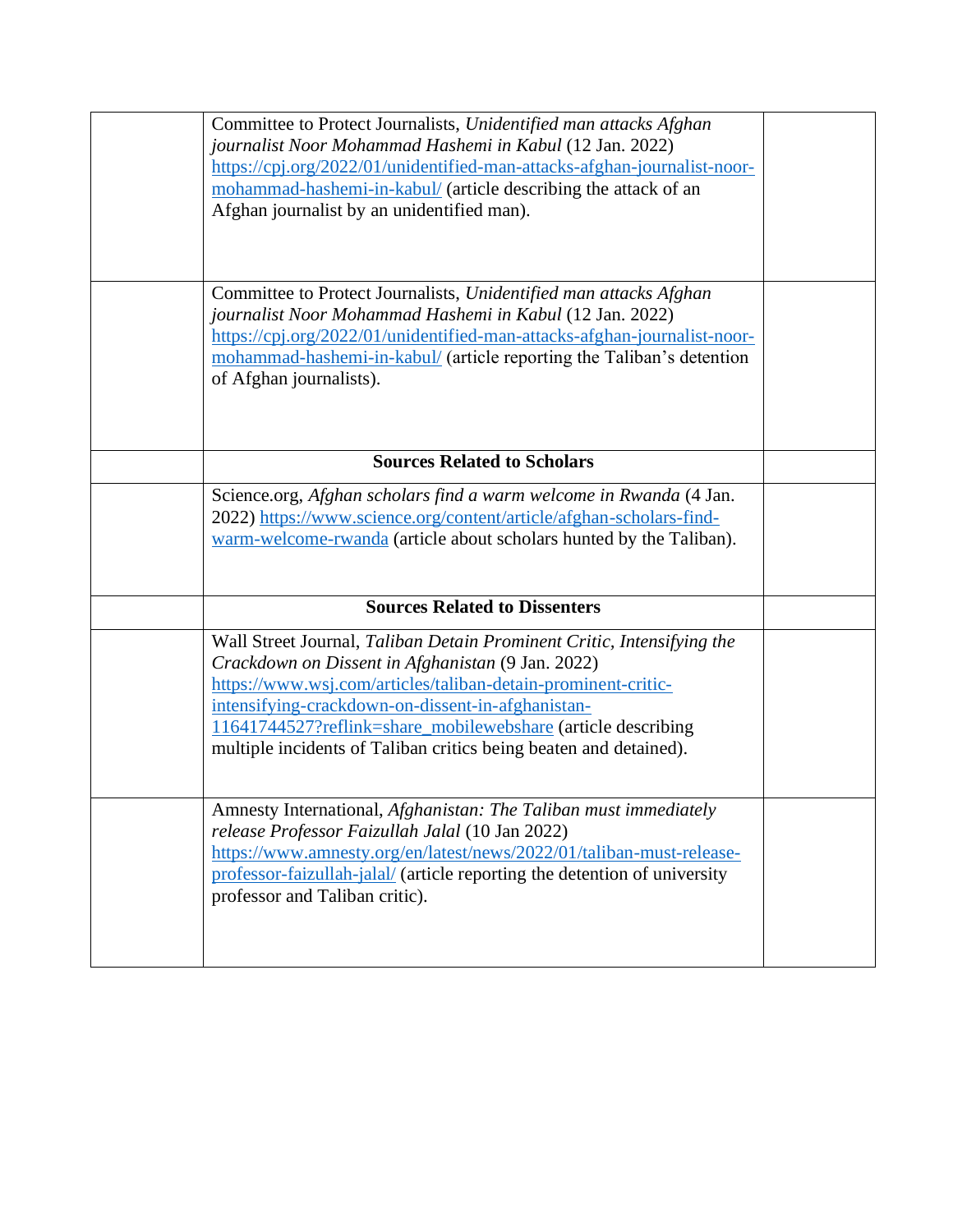|  |  |  |
|---|---|---|
|  | Committee to Protect Journalists, *Unidentified man attacks Afghan journalist Noor Mohammad Hashemi in Kabul* (12 Jan. 2022) https://cpj.org/2022/01/unidentified-man-attacks-afghan-journalist-noor-mohammad-hashemi-in-kabul/ (article describing the attack of an Afghan journalist by an unidentified man). |  |
|  | Committee to Protect Journalists, *Unidentified man attacks Afghan journalist Noor Mohammad Hashemi in Kabul* (12 Jan. 2022) https://cpj.org/2022/01/unidentified-man-attacks-afghan-journalist-noor-mohammad-hashemi-in-kabul/ (article reporting the Taliban's detention of Afghan journalists). |  |
|  | **Sources Related to Scholars** |  |
|  | Science.org, *Afghan scholars find a warm welcome in Rwanda* (4 Jan. 2022) https://www.science.org/content/article/afghan-scholars-find-warm-welcome-rwanda (article about scholars hunted by the Taliban). |  |
|  | **Sources Related to Dissenters** |  |
|  | Wall Street Journal, *Taliban Detain Prominent Critic, Intensifying the Crackdown on Dissent in Afghanistan* (9 Jan. 2022) https://www.wsj.com/articles/taliban-detain-prominent-critic-intensifying-crackdown-on-dissent-in-afghanistan-11641744527?reflink=share_mobilewebshare (article describing multiple incidents of Taliban critics being beaten and detained). |  |
|  | Amnesty International, *Afghanistan: The Taliban must immediately release Professor Faizullah Jalal* (10 Jan 2022) https://www.amnesty.org/en/latest/news/2022/01/taliban-must-release-professor-faizullah-jalal/ (article reporting the detention of university professor and Taliban critic). |  |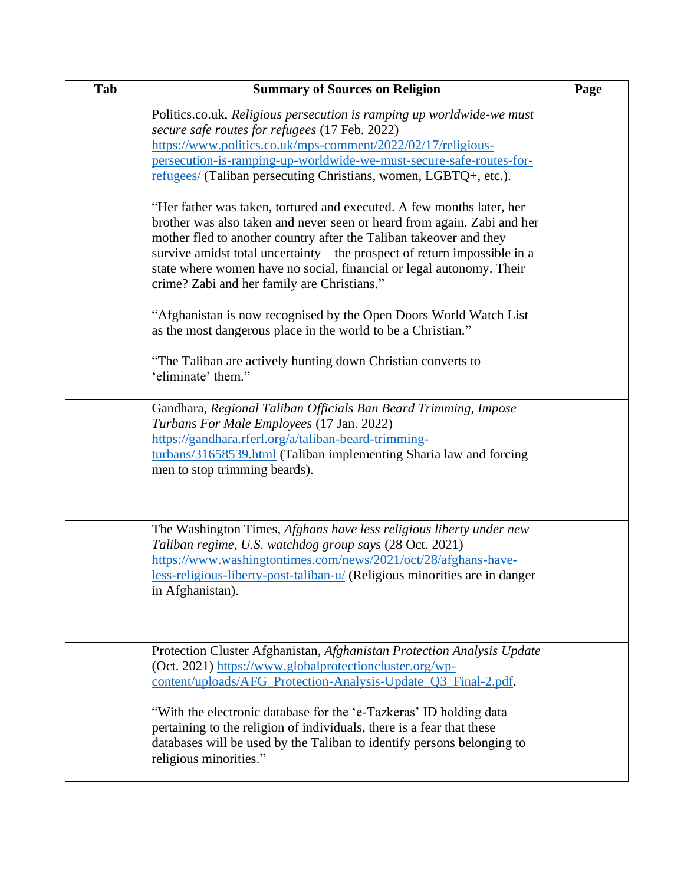| Tab | Summary of Sources on Religion | Page |
|---|---|---|
| | Politics.co.uk, *Religious persecution is ramping up worldwide-we must secure safe routes for refugees* (17 Feb. 2022) [https://www.politics.co.uk/mps-comment/2022/02/17/religious-persecution-is-ramping-up-worldwide-we-must-secure-safe-routes-for-refugees/](https://www.politics.co.uk/mps-comment/2022/02/17/religious-persecution-is-ramping-up-worldwide-we-must-secure-safe-routes-for-refugees/) (Taliban persecuting Christians, women, LGBTQ+, etc.).<br><br>"Her father was taken, tortured and executed. A few months later, her brother was also taken and never seen or heard from again. Zabi and her mother fled to another country after the Taliban takeover and they survive amidst total uncertainty – the prospect of return impossible in a state where women have no social, financial or legal autonomy. Their crime? Zabi and her family are Christians."<br><br>"Afghanistan is now recognised by the Open Doors World Watch List as the most dangerous place in the world to be a Christian."<br><br>"The Taliban are actively hunting down Christian converts to 'eliminate' them." | |
| | Gandhara, *Regional Taliban Officials Ban Beard Trimming, Impose Turbans For Male Employees* (17 Jan. 2022) [https://gandhara.rferl.org/a/taliban-beard-trimming-turbans/31658539.html](https://gandhara.rferl.org/a/taliban-beard-trimming-turbans/31658539.html) (Taliban implementing Sharia law and forcing men to stop trimming beards). | |
| | The Washington Times, *Afghans have less religious liberty under new Taliban regime, U.S. watchdog group says* (28 Oct. 2021) [https://www.washingtontimes.com/news/2021/oct/28/afghans-have-less-religious-liberty-post-taliban-u/](https://www.washingtontimes.com/news/2021/oct/28/afghans-have-less-religious-liberty-post-taliban-u/) (Religious minorities are in danger in Afghanistan). | |
| | Protection Cluster Afghanistan, *Afghanistan Protection Analysis Update* (Oct. 2021) [https://www.globalprotectioncluster.org/wp-content/uploads/AFG_Protection-Analysis-Update_Q3_Final-2.pdf](https://www.globalprotectioncluster.org/wp-content/uploads/AFG_Protection-Analysis-Update_Q3_Final-2.pdf).<br><br>"With the electronic database for the 'e-Tazkeras' ID holding data pertaining to the religion of individuals, there is a fear that these databases will be used by the Taliban to identify persons belonging to religious minorities." | |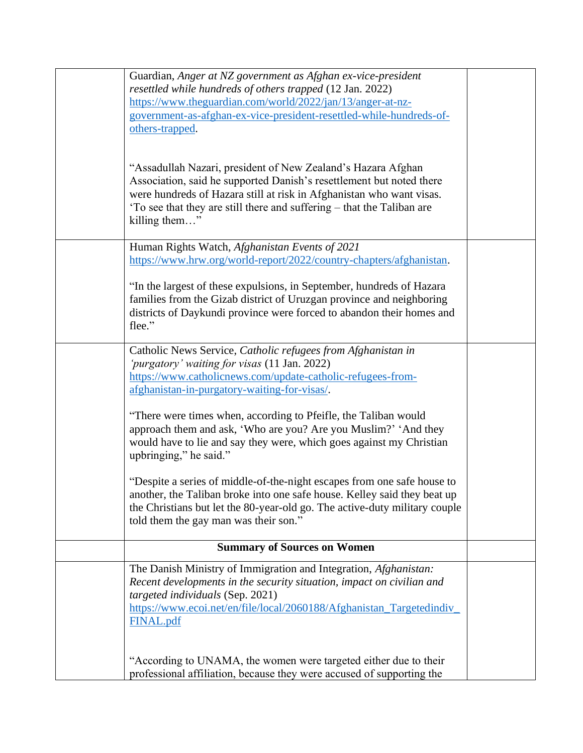| | | |
|---|---|---|
| | Guardian, *Anger at NZ government as Afghan ex-vice-president resettled while hundreds of others trapped* (12 Jan. 2022) https://www.theguardian.com/world/2022/jan/13/anger-at-nz-government-as-afghan-ex-vice-president-resettled-while-hundreds-of-others-trapped.<br><br>"Assadullah Nazari, president of New Zealand's Hazara Afghan Association, said he supported Danish's resettlement but noted there were hundreds of Hazara still at risk in Afghanistan who want visas. 'To see that they are still there and suffering – that the Taliban are killing them…" | |
| | Human Rights Watch, *Afghanistan Events of 2021* https://www.hrw.org/world-report/2022/country-chapters/afghanistan.<br><br>"In the largest of these expulsions, in September, hundreds of Hazara families from the Gizab district of Uruzgan province and neighboring districts of Daykundi province were forced to abandon their homes and flee." | |
| | Catholic News Service, *Catholic refugees from Afghanistan in 'purgatory' waiting for visas* (11 Jan. 2022) https://www.catholicnews.com/update-catholic-refugees-from-afghanistan-in-purgatory-waiting-for-visas/.<br><br>"There were times when, according to Pfeifle, the Taliban would approach them and ask, 'Who are you? Are you Muslim?' 'And they would have to lie and say they were, which goes against my Christian upbringing," he said."<br><br>"Despite a series of middle-of-the-night escapes from one safe house to another, the Taliban broke into one safe house. Kelley said they beat up the Christians but let the 80-year-old go. The active-duty military couple told them the gay man was their son." | |
| | **Summary of Sources on Women** | |
| | The Danish Ministry of Immigration and Integration, *Afghanistan: Recent developments in the security situation, impact on civilian and targeted individuals* (Sep. 2021) https://www.ecoi.net/en/file/local/2060188/Afghanistan_Targetedindiv_FINAL.pdf<br><br>"According to UNAMA, the women were targeted either due to their professional affiliation, because they were accused of supporting the | |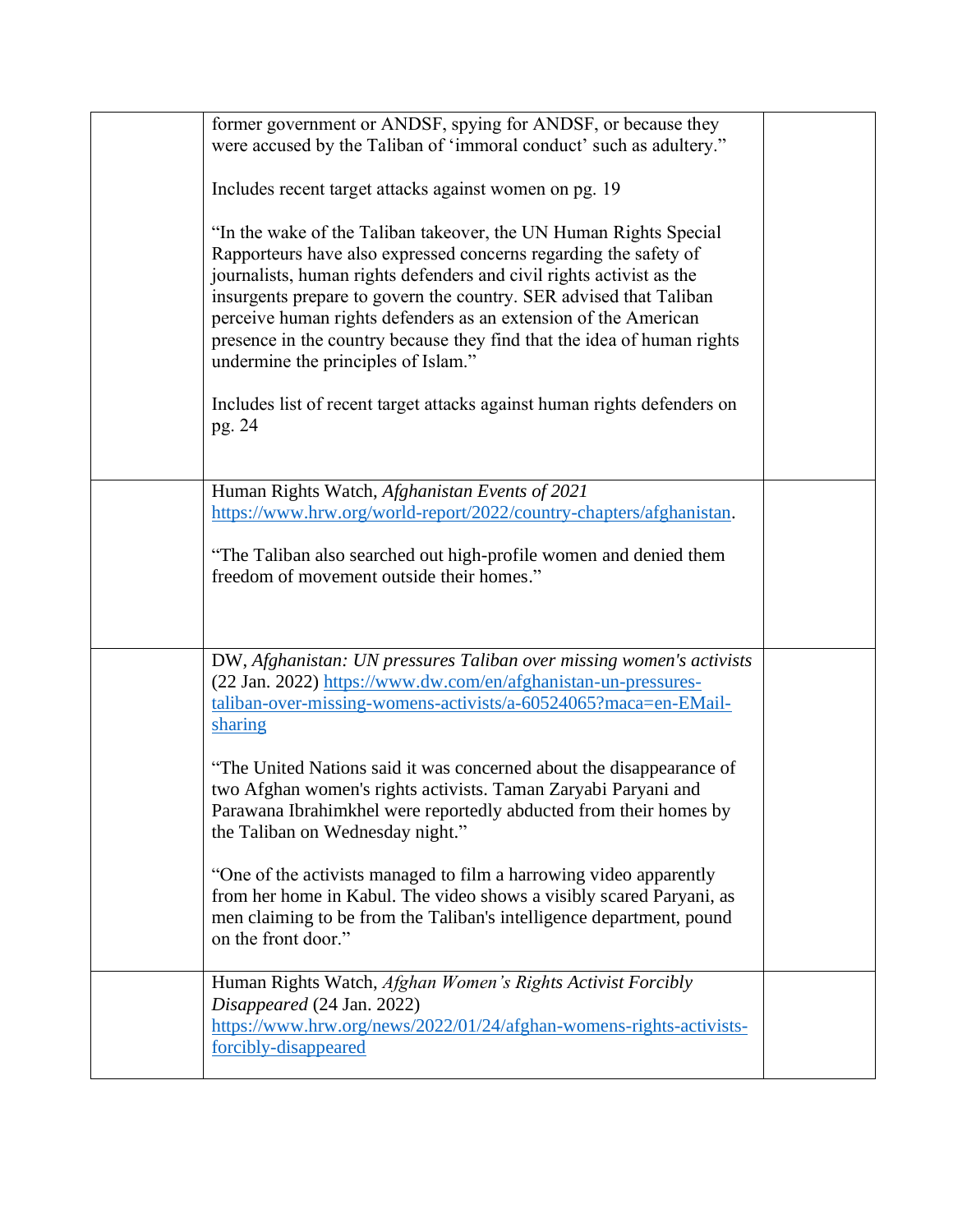|  |  |  |
|---|---|---|
|  | former government or ANDSF, spying for ANDSF, or because they were accused by the Taliban of 'immoral conduct' such as adultery."<br><br>Includes recent target attacks against women on pg. 19<br><br>"In the wake of the Taliban takeover, the UN Human Rights Special Rapporteurs have also expressed concerns regarding the safety of journalists, human rights defenders and civil rights activist as the insurgents prepare to govern the country. SER advised that Taliban perceive human rights defenders as an extension of the American presence in the country because they find that the idea of human rights undermine the principles of Islam."<br><br>Includes list of recent target attacks against human rights defenders on pg. 24 |  |
|  | Human Rights Watch, *Afghanistan Events of 2021* https://www.hrw.org/world-report/2022/country-chapters/afghanistan.<br><br>"The Taliban also searched out high-profile women and denied them freedom of movement outside their homes." |  |
|  | DW, *Afghanistan: UN pressures Taliban over missing women's activists* (22 Jan. 2022) https://www.dw.com/en/afghanistan-un-pressures-taliban-over-missing-womens-activists/a-60524065?maca=en-EMail-sharing<br><br>"The United Nations said it was concerned about the disappearance of two Afghan women's rights activists. Taman Zaryabi Paryani and Parawana Ibrahimkhel were reportedly abducted from their homes by the Taliban on Wednesday night."<br><br>"One of the activists managed to film a harrowing video apparently from her home in Kabul. The video shows a visibly scared Paryani, as men claiming to be from the Taliban's intelligence department, pound on the front door." |  |
|  | Human Rights Watch, *Afghan Women's Rights Activist Forcibly Disappeared* (24 Jan. 2022) https://www.hrw.org/news/2022/01/24/afghan-womens-rights-activists-forcibly-disappeared |  |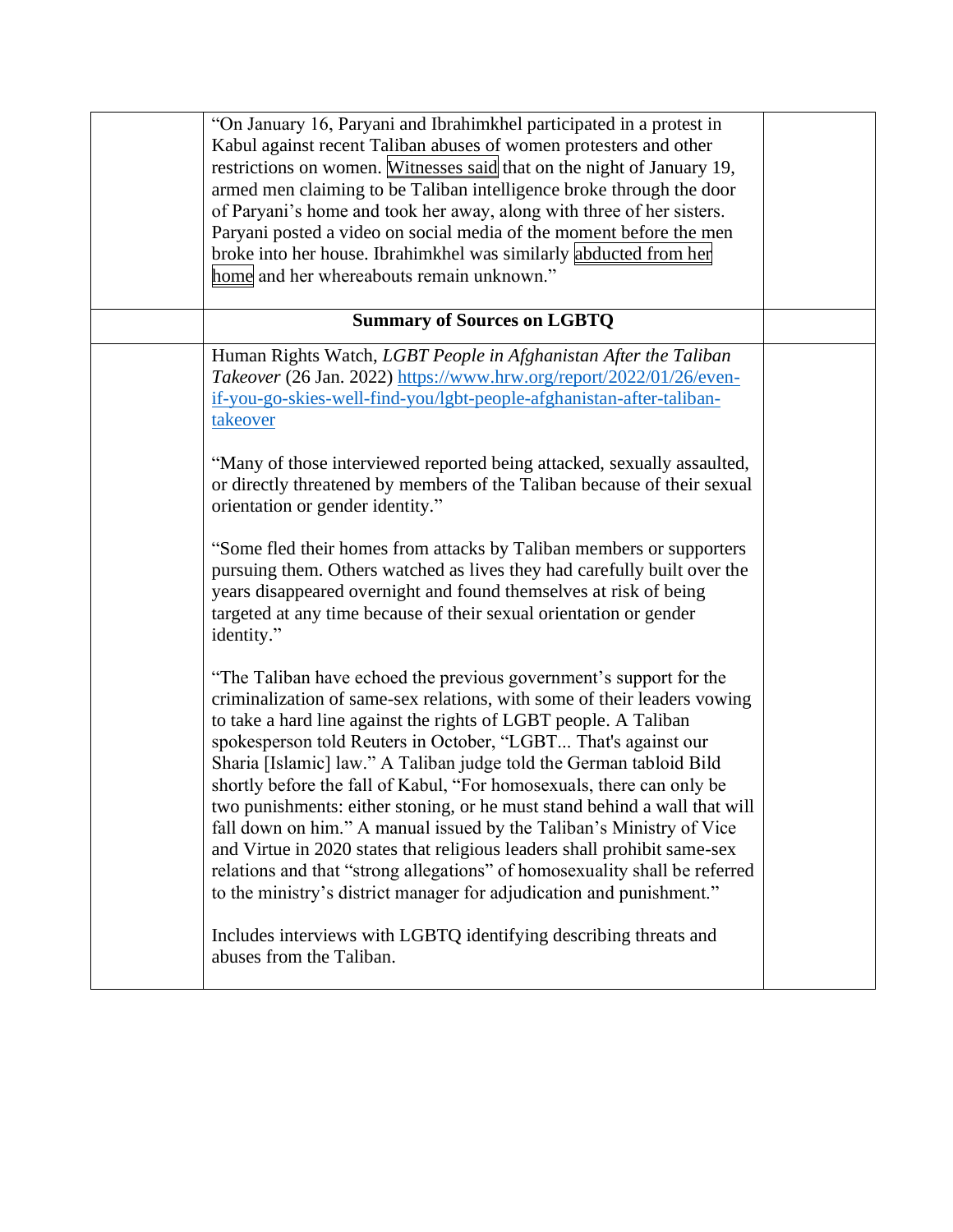| | | |
|---|---|---|
| | "On January 16, Paryani and Ibrahimkhel participated in a protest in Kabul against recent Taliban abuses of women protesters and other restrictions on women. Witnesses said that on the night of January 19, armed men claiming to be Taliban intelligence broke through the door of Paryani's home and took her away, along with three of her sisters. Paryani posted a video on social media of the moment before the men broke into her house. Ibrahimkhel was similarly abducted from her home and her whereabouts remain unknown." | |
| | **Summary of Sources on LGBTQ** | |
| | Human Rights Watch, *LGBT People in Afghanistan After the Taliban Takeover* (26 Jan. 2022) https://www.hrw.org/report/2022/01/26/even-if-you-go-skies-well-find-you/lgbt-people-afghanistan-after-taliban-takeover<br><br>"Many of those interviewed reported being attacked, sexually assaulted, or directly threatened by members of the Taliban because of their sexual orientation or gender identity."<br><br>"Some fled their homes from attacks by Taliban members or supporters pursuing them. Others watched as lives they had carefully built over the years disappeared overnight and found themselves at risk of being targeted at any time because of their sexual orientation or gender identity."<br><br>"The Taliban have echoed the previous government's support for the criminalization of same-sex relations, with some of their leaders vowing to take a hard line against the rights of LGBT people. A Taliban spokesperson told Reuters in October, "LGBT... That's against our Sharia [Islamic] law." A Taliban judge told the German tabloid Bild shortly before the fall of Kabul, "For homosexuals, there can only be two punishments: either stoning, or he must stand behind a wall that will fall down on him." A manual issued by the Taliban's Ministry of Vice and Virtue in 2020 states that religious leaders shall prohibit same-sex relations and that "strong allegations" of homosexuality shall be referred to the ministry's district manager for adjudication and punishment."<br><br>Includes interviews with LGBTQ identifying describing threats and abuses from the Taliban. | |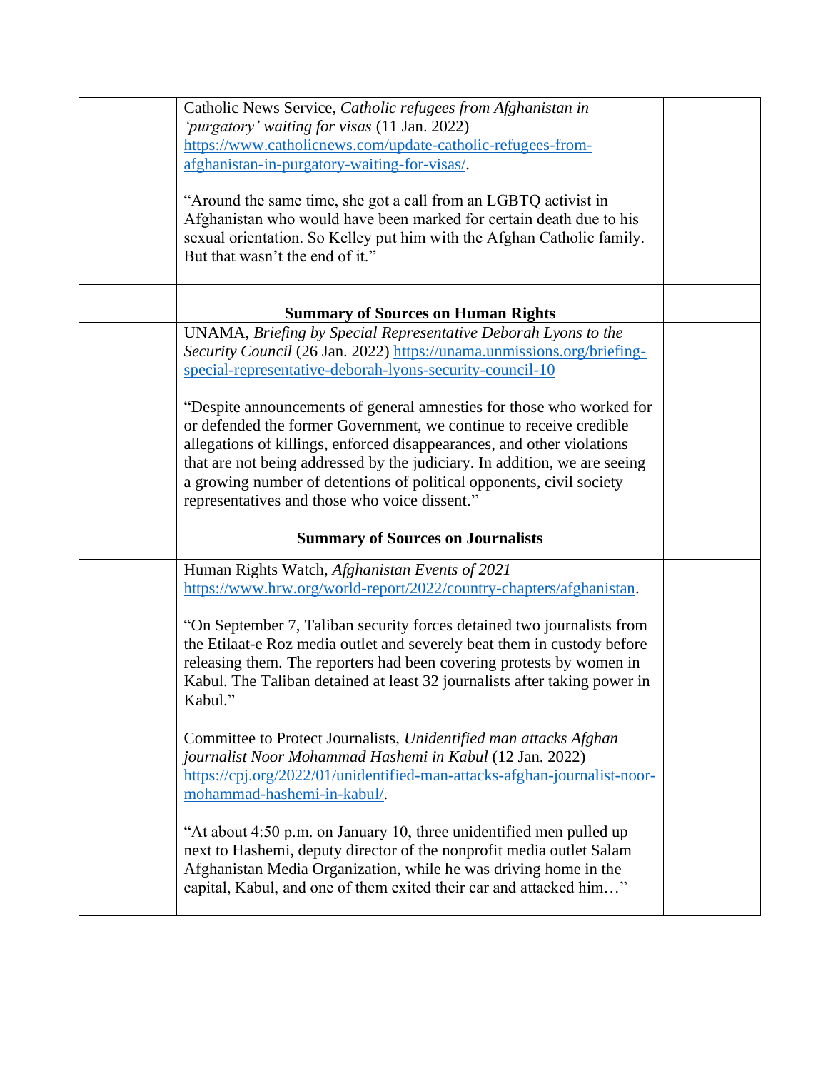| | | |
|---|---|---|
| | Catholic News Service, *Catholic refugees from Afghanistan in 'purgatory' waiting for visas* (11 Jan. 2022) https://www.catholicnews.com/update-catholic-refugees-from-afghanistan-in-purgatory-waiting-for-visas/.<br><br>"Around the same time, she got a call from an LGBTQ activist in Afghanistan who would have been marked for certain death due to his sexual orientation. So Kelley put him with the Afghan Catholic family. But that wasn't the end of it." | |
| | **Summary of Sources on Human Rights** | |
| | UNAMA, *Briefing by Special Representative Deborah Lyons to the Security Council* (26 Jan. 2022) https://unama.unmissions.org/briefing-special-representative-deborah-lyons-security-council-10<br><br>"Despite announcements of general amnesties for those who worked for or defended the former Government, we continue to receive credible allegations of killings, enforced disappearances, and other violations that are not being addressed by the judiciary. In addition, we are seeing a growing number of detentions of political opponents, civil society representatives and those who voice dissent." | |
| | **Summary of Sources on Journalists** | |
| | Human Rights Watch, *Afghanistan Events of 2021* https://www.hrw.org/world-report/2022/country-chapters/afghanistan.<br><br>"On September 7, Taliban security forces detained two journalists from the Etilaat-e Roz media outlet and severely beat them in custody before releasing them. The reporters had been covering protests by women in Kabul. The Taliban detained at least 32 journalists after taking power in Kabul." | |
| | Committee to Protect Journalists, *Unidentified man attacks Afghan journalist Noor Mohammad Hashemi in Kabul* (12 Jan. 2022) https://cpj.org/2022/01/unidentified-man-attacks-afghan-journalist-noor-mohammad-hashemi-in-kabul/.<br><br>"At about 4:50 p.m. on January 10, three unidentified men pulled up next to Hashemi, deputy director of the nonprofit media outlet Salam Afghanistan Media Organization, while he was driving home in the capital, Kabul, and one of them exited their car and attacked him…" | |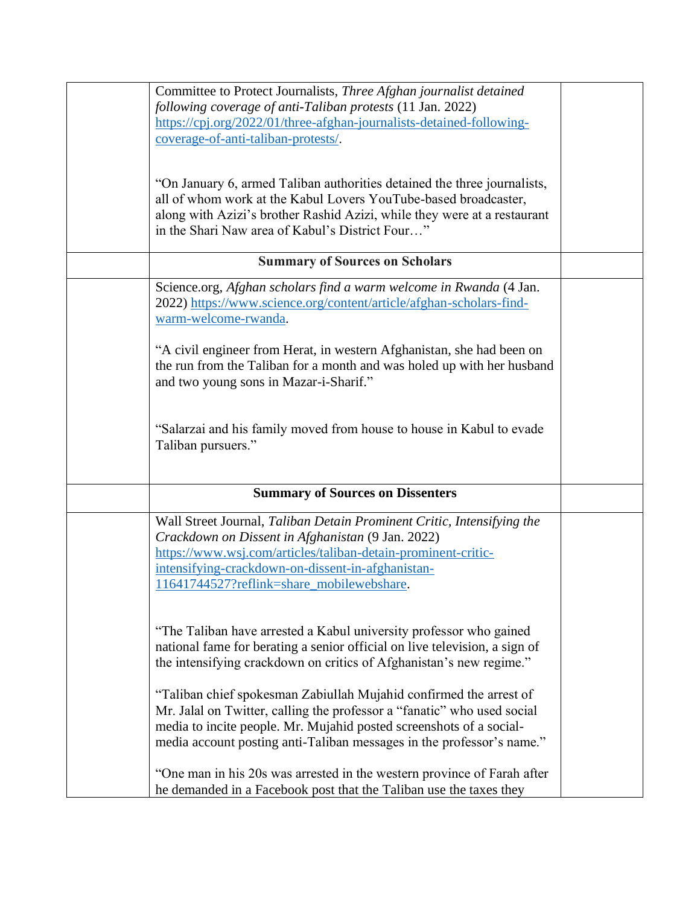| | | |
|---|---|---|
| | Committee to Protect Journalists, *Three Afghan journalist detained following coverage of anti-Taliban protests* (11 Jan. 2022) https://cpj.org/2022/01/three-afghan-journalists-detained-following-coverage-of-anti-taliban-protests/.<br><br>"On January 6, armed Taliban authorities detained the three journalists, all of whom work at the Kabul Lovers YouTube-based broadcaster, along with Azizi's brother Rashid Azizi, while they were at a restaurant in the Shari Naw area of Kabul's District Four…" | |
| | **Summary of Sources on Scholars** | |
| | Science.org, *Afghan scholars find a warm welcome in Rwanda* (4 Jan. 2022) https://www.science.org/content/article/afghan-scholars-find-warm-welcome-rwanda.<br><br>"A civil engineer from Herat, in western Afghanistan, she had been on the run from the Taliban for a month and was holed up with her husband and two young sons in Mazar-i-Sharif."<br><br>"Salarzai and his family moved from house to house in Kabul to evade Taliban pursuers." | |
| | **Summary of Sources on Dissenters** | |
| | Wall Street Journal, *Taliban Detain Prominent Critic, Intensifying the Crackdown on Dissent in Afghanistan* (9 Jan. 2022) https://www.wsj.com/articles/taliban-detain-prominent-critic-intensifying-crackdown-on-dissent-in-afghanistan-11641744527?reflink=share_mobilewebshare.<br><br>"The Taliban have arrested a Kabul university professor who gained national fame for berating a senior official on live television, a sign of the intensifying crackdown on critics of Afghanistan's new regime."<br><br>"Taliban chief spokesman Zabiullah Mujahid confirmed the arrest of Mr. Jalal on Twitter, calling the professor a "fanatic" who used social media to incite people. Mr. Mujahid posted screenshots of a social-media account posting anti-Taliban messages in the professor's name."<br><br>"One man in his 20s was arrested in the western province of Farah after he demanded in a Facebook post that the Taliban use the taxes they | |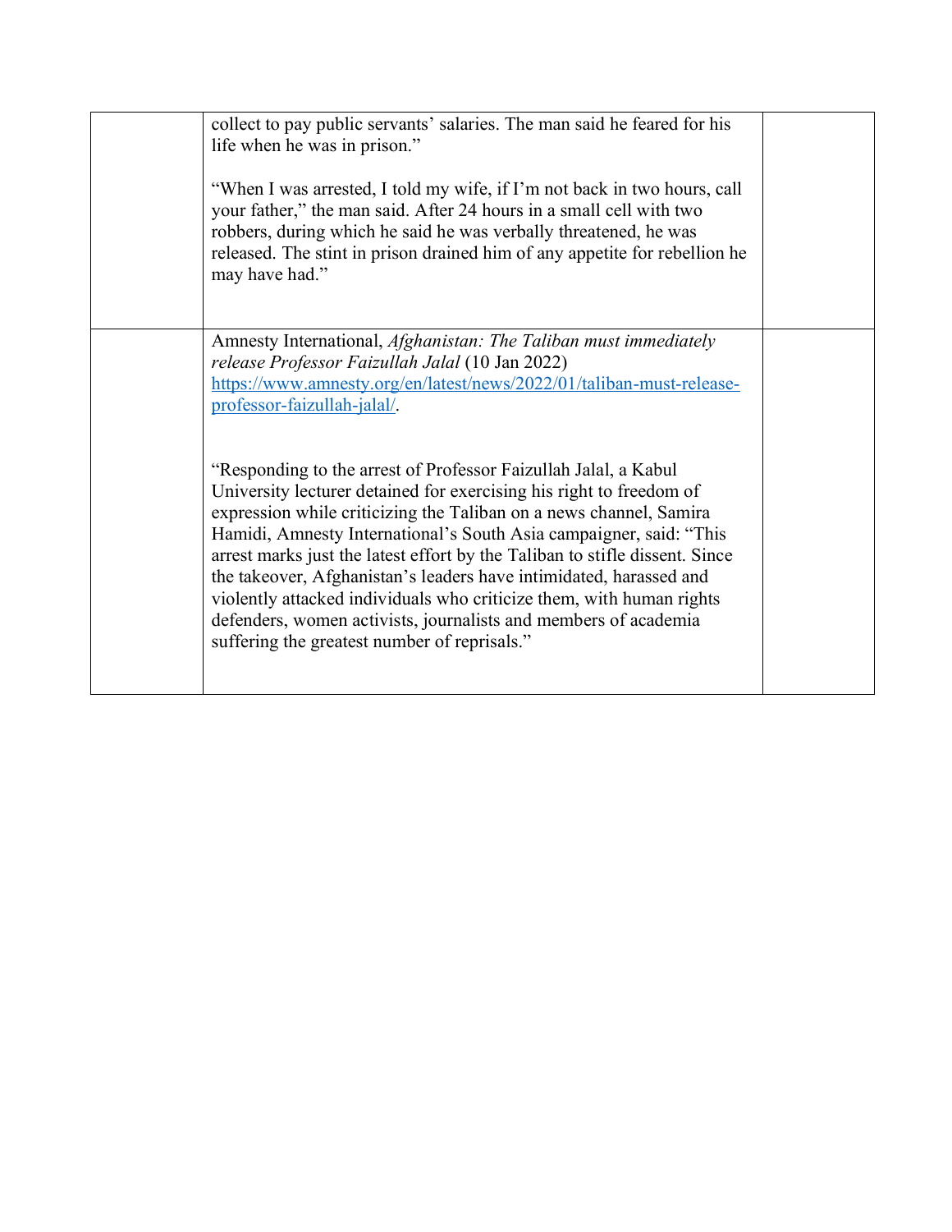| | | |
|---|---|---|
| | collect to pay public servants' salaries. The man said he feared for his life when he was in prison."<br><br>"When I was arrested, I told my wife, if I'm not back in two hours, call your father," the man said. After 24 hours in a small cell with two robbers, during which he said he was verbally threatened, he was released. The stint in prison drained him of any appetite for rebellion he may have had." | |
| | Amnesty International, *Afghanistan: The Taliban must immediately release Professor Faizullah Jalal* (10 Jan 2022) [https://www.amnesty.org/en/latest/news/2022/01/taliban-must-release-professor-faizullah-jalal/](https://www.amnesty.org/en/latest/news/2022/01/taliban-must-release-professor-faizullah-jalal/).<br><br>"Responding to the arrest of Professor Faizullah Jalal, a Kabul University lecturer detained for exercising his right to freedom of expression while criticizing the Taliban on a news channel, Samira Hamidi, Amnesty International's South Asia campaigner, said: "This arrest marks just the latest effort by the Taliban to stifle dissent. Since the takeover, Afghanistan's leaders have intimidated, harassed and violently attacked individuals who criticize them, with human rights defenders, women activists, journalists and members of academia suffering the greatest number of reprisals." | |